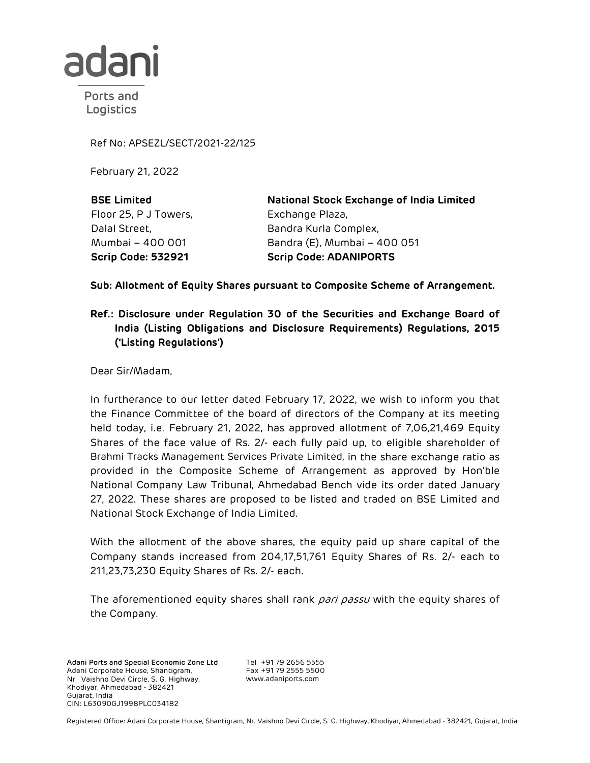adani

Ports and Logistics

Ref No: APSEZL/SECT/2021-22/125

February 21, 2022

**BSE Limited**
Floor 25, P J Towers,
Dalal Street,
Mumbai – 400 001
**Scrip Code: 532921**

**National Stock Exchange of India Limited**
Exchange Plaza,
Bandra Kurla Complex,
Bandra (E), Mumbai – 400 051
**Scrip Code: ADANIPORTS**

**Sub: Allotment of Equity Shares pursuant to Composite Scheme of Arrangement.**

**Ref.: Disclosure under Regulation 30 of the Securities and Exchange Board of India (Listing Obligations and Disclosure Requirements) Regulations, 2015 ('Listing Regulations')**

Dear Sir/Madam,

In furtherance to our letter dated February 17, 2022, we wish to inform you that the Finance Committee of the board of directors of the Company at its meeting held today, i.e. February 21, 2022, has approved allotment of 7,06,21,469 Equity Shares of the face value of Rs. 2/- each fully paid up, to eligible shareholder of Brahmi Tracks Management Services Private Limited, in the share exchange ratio as provided in the Composite Scheme of Arrangement as approved by Hon'ble National Company Law Tribunal, Ahmedabad Bench vide its order dated January 27, 2022. These shares are proposed to be listed and traded on BSE Limited and National Stock Exchange of India Limited.

With the allotment of the above shares, the equity paid up share capital of the Company stands increased from 204,17,51,761 Equity Shares of Rs. 2/- each to 211,23,73,230 Equity Shares of Rs. 2/- each.

The aforementioned equity shares shall rank *pari passu* with the equity shares of the Company.

**Adani Ports and Special Economic Zone Ltd**
Adani Corporate House, Shantigram,
Nr. Vaishno Devi Circle, S. G. Highway,
Khodiyar, Ahmedabad - 382421
Gujarat, India
CIN: L63090GJ1998PLC034182

Tel +91 79 2656 5555
Fax +91 79 2555 5500
www.adaniports.com

Registered Office: Adani Corporate House, Shantigram, Nr. Vaishno Devi Circle, S. G. Highway, Khodiyar, Ahmedabad - 382421, Gujarat, India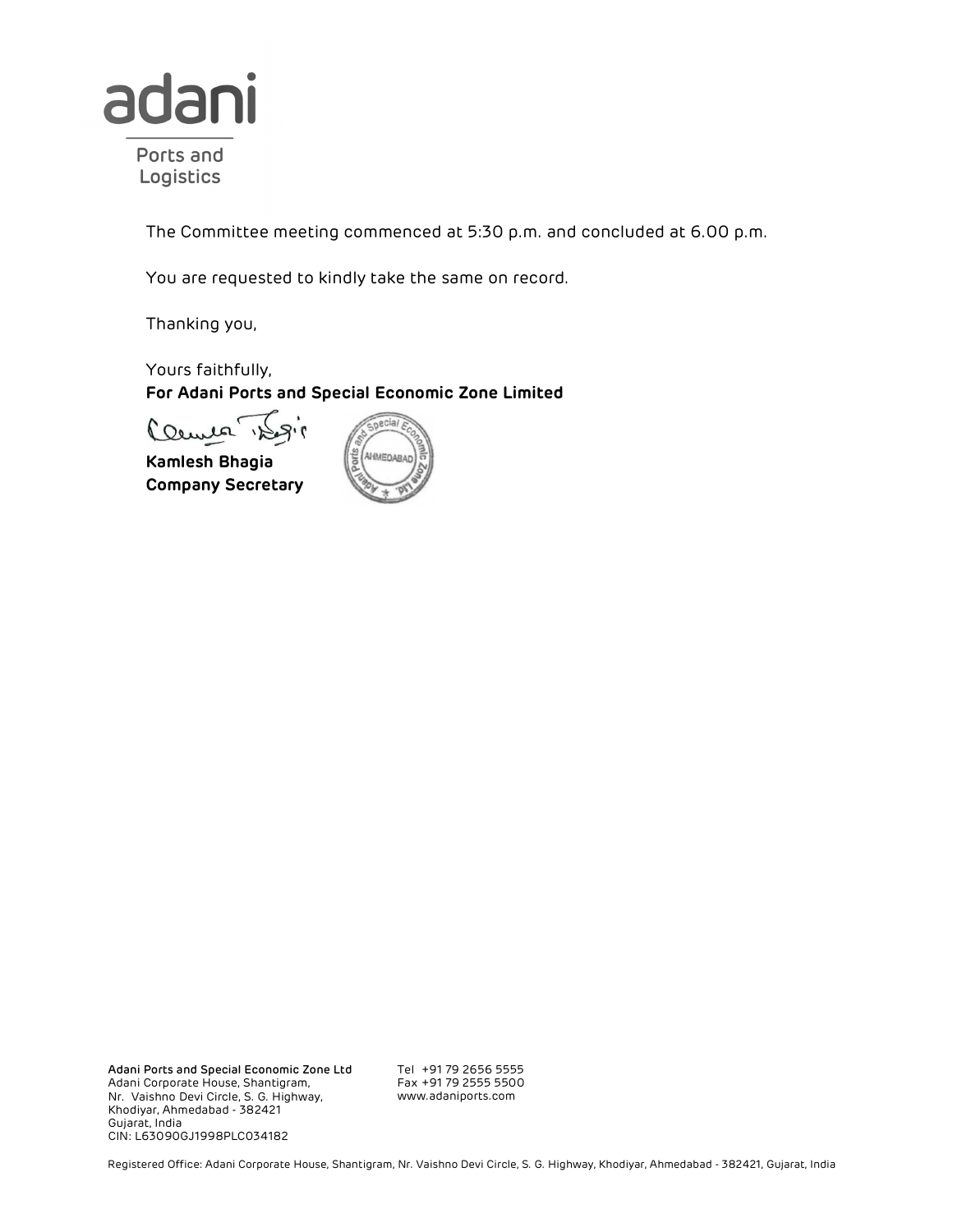The Committee meeting commenced at 5:30 p.m. and concluded at 6.00 p.m.

You are requested to kindly take the same on record.

Thanking you,

Yours faithfully,
**For Adani Ports and Special Economic Zone Limited**

**Kamlesh Bhagia**
**Company Secretary**

**Adani Ports and Special Economic Zone Ltd**
Adani Corporate House, Shantigram,
Nr. Vaishno Devi Circle, S. G. Highway,
Khodiyar, Ahmedabad - 382421
Gujarat, India
CIN: L63090GJ1998PLC034182

Tel +91 79 2656 5555
Fax +91 79 2555 5500
www.adaniports.com

Registered Office: Adani Corporate House, Shantigram, Nr. Vaishno Devi Circle, S. G. Highway, Khodiyar, Ahmedabad - 382421, Gujarat, India